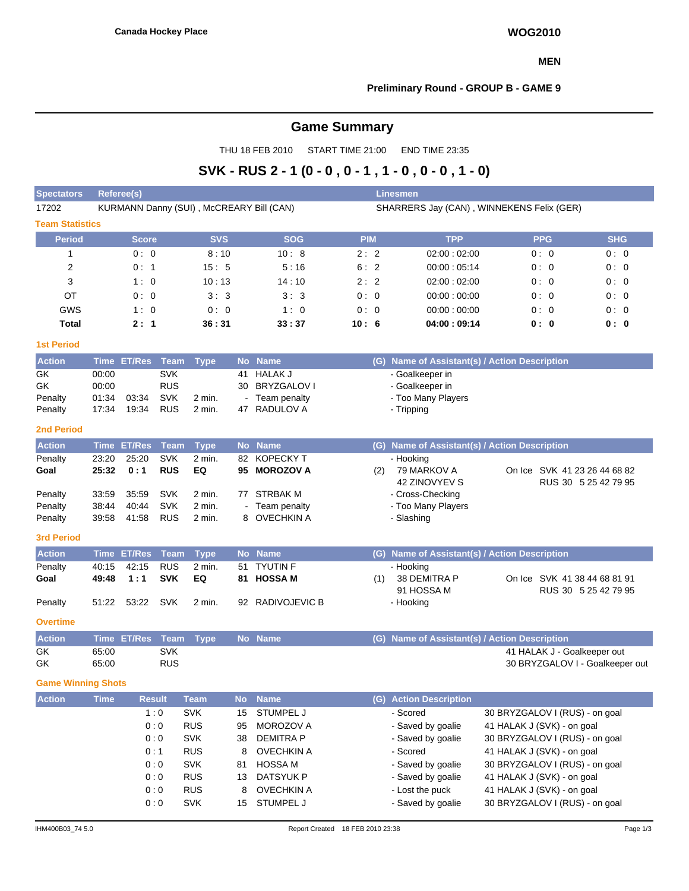Canada Hockey Place

**WOG2010**

**MEN**

**Preliminary Round - GROUP B - GAME 9**

## Game Summary

THU 18 FEB 2010 START TIME 21:00 END TIME 23:35

## SVK - RUS 2 - 1 (0 - 0 , 0 - 1 , 1 - 0 , 0 - 0 , 1 - 0)

| Spectators | Referee(s) | Linesmen |
|---|---|---|
| 17202 | KURMANN Danny (SUI) , McCREARY Bill (CAN) | SHARRERS Jay (CAN) , WINNEKENS Felix (GER) |

### Team Statistics

| Period | Score | SVS | SOG | PIM | TPP | PPG | SHG |
|---|---|---|---|---|---|---|---|
| 1 | 0 : 0 | 8 : 10 | 10 : 8 | 2 : 2 | 02:00 : 02:00 | 0 : 0 | 0 : 0 |
| 2 | 0 : 1 | 15 : 5 | 5 : 16 | 6 : 2 | 00:00 : 05:14 | 0 : 0 | 0 : 0 |
| 3 | 1 : 0 | 10 : 13 | 14 : 10 | 2 : 2 | 02:00 : 02:00 | 0 : 0 | 0 : 0 |
| OT | 0 : 0 | 3 : 3 | 3 : 3 | 0 : 0 | 00:00 : 00:00 | 0 : 0 | 0 : 0 |
| GWS | 1 : 0 | 0 : 0 | 1 : 0 | 0 : 0 | 00:00 : 00:00 | 0 : 0 | 0 : 0 |
| **Total** | **2 : 1** | **36 : 31** | **33 : 37** | **10 : 6** | **04:00 : 09:14** | **0 : 0** | **0 : 0** |

### 1st Period

| Action | Time | ET/Res | Team | Type | No | Name | (G) | Name of Assistant(s) / Action Description |
|---|---|---|---|---|---|---|---|---|
| GK | 00:00 | | SVK | | 41 | HALAK J | | - Goalkeeper in |
| GK | 00:00 | | RUS | | 30 | BRYZGALOV I | | - Goalkeeper in |
| Penalty | 01:34 | 03:34 | SVK | 2 min. | - | Team penalty | | - Too Many Players |
| Penalty | 17:34 | 19:34 | RUS | 2 min. | 47 | RADULOV A | | - Tripping |

### 2nd Period

| Action | Time | ET/Res | Team | Type | No | Name | (G) | Name of Assistant(s) / Action Description |
|---|---|---|---|---|---|---|---|---|
| Penalty | 23:20 | 25:20 | SVK | 2 min. | 82 | KOPECKY T | | - Hooking |
| **Goal** | **25:32** | **0 : 1** | **RUS** | **EQ** | **95** | **MOROZOV A** | (2) | 79 MARKOV A, 42 ZINOVYEV S — On Ice SVK 41 23 26 44 68 82; RUS 30 5 25 42 79 95 |
| Penalty | 33:59 | 35:59 | SVK | 2 min. | 77 | STRBAK M | | - Cross-Checking |
| Penalty | 38:44 | 40:44 | SVK | 2 min. | - | Team penalty | | - Too Many Players |
| Penalty | 39:58 | 41:58 | RUS | 2 min. | 8 | OVECHKIN A | | - Slashing |

### 3rd Period

| Action | Time | ET/Res | Team | Type | No | Name | (G) | Name of Assistant(s) / Action Description |
|---|---|---|---|---|---|---|---|---|
| Penalty | 40:15 | 42:15 | RUS | 2 min. | 51 | TYUTIN F | | - Hooking |
| **Goal** | **49:48** | **1 : 1** | **SVK** | **EQ** | **81** | **HOSSA M** | (1) | 38 DEMITRA P, 91 HOSSA M — On Ice SVK 41 38 44 68 81 91; RUS 30 5 25 42 79 95 |
| Penalty | 51:22 | 53:22 | SVK | 2 min. | 92 | RADIVOJEVIC B | | - Hooking |

### Overtime

| Action | Time | ET/Res | Team | Type | No | Name | (G) | Name of Assistant(s) / Action Description |
|---|---|---|---|---|---|---|---|---|
| GK | 65:00 | | SVK | | | | | 41 HALAK J - Goalkeeper out |
| GK | 65:00 | | RUS | | | | | 30 BRYZGALOV I - Goalkeeper out |

### Game Winning Shots

| Action | Time | Result | Team | No | Name | (G) | Action Description | |
|---|---|---|---|---|---|---|---|---|
| | | 1 : 0 | SVK | 15 | STUMPEL J | | - Scored | 30 BRYZGALOV I (RUS) - on goal |
| | | 0 : 0 | RUS | 95 | MOROZOV A | | - Saved by goalie | 41 HALAK J (SVK) - on goal |
| | | 0 : 0 | SVK | 38 | DEMITRA P | | - Saved by goalie | 30 BRYZGALOV I (RUS) - on goal |
| | | 0 : 1 | RUS | 8 | OVECHKIN A | | - Scored | 41 HALAK J (SVK) - on goal |
| | | 0 : 0 | SVK | 81 | HOSSA M | | - Saved by goalie | 30 BRYZGALOV I (RUS) - on goal |
| | | 0 : 0 | RUS | 13 | DATSYUK P | | - Saved by goalie | 41 HALAK J (SVK) - on goal |
| | | 0 : 0 | RUS | 8 | OVECHKIN A | | - Lost the puck | 41 HALAK J (SVK) - on goal |
| | | 0 : 0 | SVK | 15 | STUMPEL J | | - Saved by goalie | 30 BRYZGALOV I (RUS) - on goal |

IHM400B03_74 5.0 Report Created 18 FEB 2010 23:38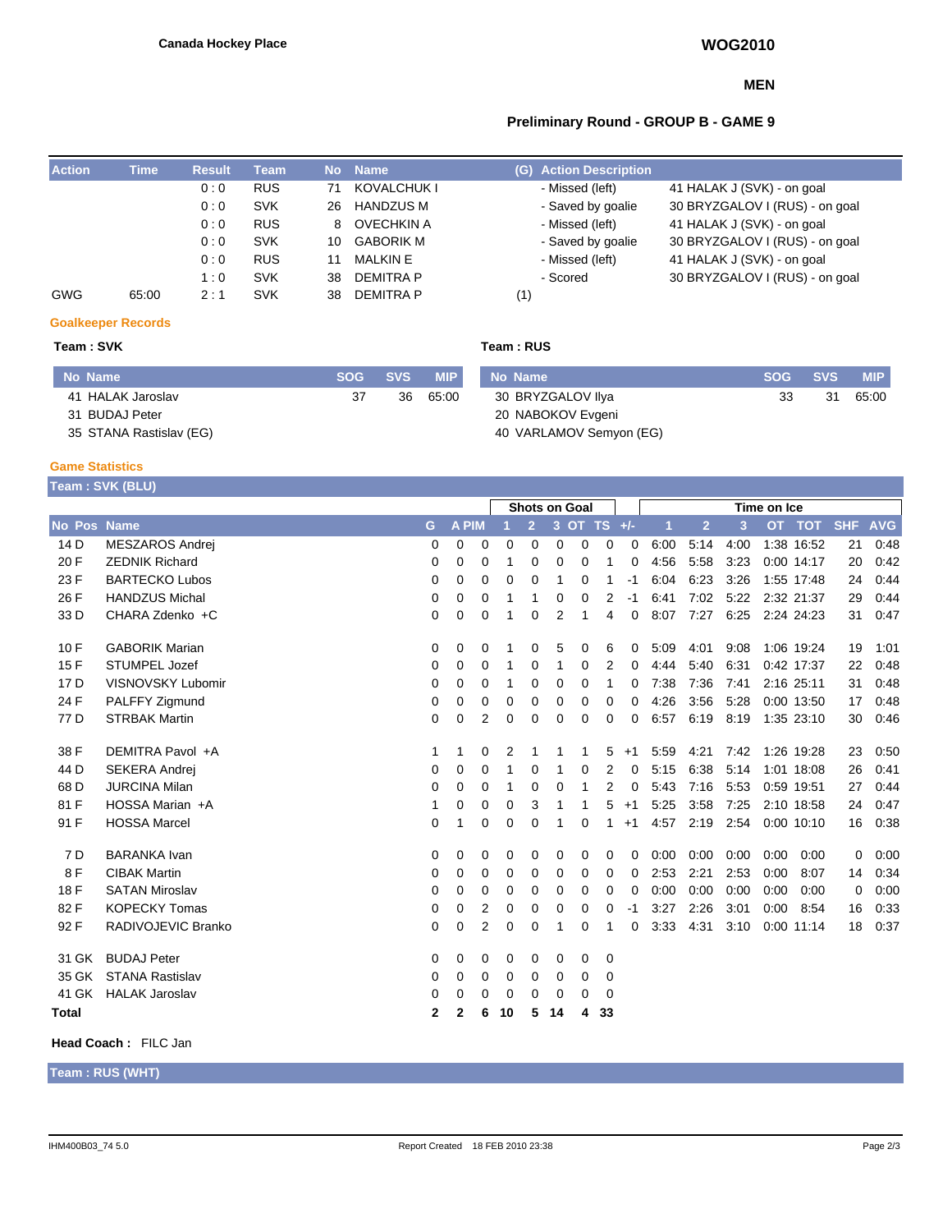Canada Hockey Place

WOG2010

MEN

## Preliminary Round - GROUP B - GAME 9

| Action | Time | Result | Team | No | Name | (G) | Action Description | |
|---|---|---|---|---|---|---|---|---|
| | | 0 : 0 | RUS | 71 | KOVALCHUK I | | - Missed (left) | 41 HALAK J (SVK) - on goal |
| | | 0 : 0 | SVK | 26 | HANDZUS M | | - Saved by goalie | 30 BRYZGALOV I (RUS) - on goal |
| | | 0 : 0 | RUS | 8 | OVECHKIN A | | - Missed (left) | 41 HALAK J (SVK) - on goal |
| | | 0 : 0 | SVK | 10 | GABORIK M | | - Saved by goalie | 30 BRYZGALOV I (RUS) - on goal |
| | | 0 : 0 | RUS | 11 | MALKIN E | | - Missed (left) | 41 HALAK J (SVK) - on goal |
| | | 1 : 0 | SVK | 38 | DEMITRA P | | - Scored | 30 BRYZGALOV I (RUS) - on goal |
| GWG | 65:00 | 2 : 1 | SVK | 38 | DEMITRA P | (1) | | |

### Goalkeeper Records

**Team : SVK**

| No | Name | SOG | SVS | MIP |
|---|---|---|---|---|
| 41 | HALAK Jaroslav | 37 | 36 | 65:00 |
| 31 | BUDAJ Peter | | | |
| 35 | STANA Rastislav (EG) | | | |

**Team : RUS**

| No | Name | SOG | SVS | MIP |
|---|---|---|---|---|
| 30 | BRYZGALOV Ilya | 33 | 31 | 65:00 |
| 20 | NABOKOV Evgeni | | | |
| 40 | VARLAMOV Semyon (EG) | | | |

### Game Statistics

**Team : SVK (BLU)**

| | | | | | | Shots on Goal | | | | | | Time on Ice | | | | | | |
|---|---|---|---|---|---|---|---|---|---|---|---|---|---|---|---|---|---|---|
| No | Pos | Name | G | A | PIM | 1 | 2 | 3 | OT | TS | +/- | 1 | 2 | 3 | OT | TOT | SHF | AVG |
| 14 | D | MESZAROS Andrej | 0 | 0 | 0 | 0 | 0 | 0 | 0 | 0 | 0 | 6:00 | 5:14 | 4:00 | 1:38 | 16:52 | 21 | 0:48 |
| 20 | F | ZEDNIK Richard | 0 | 0 | 0 | 1 | 0 | 0 | 0 | 1 | 0 | 4:56 | 5:58 | 3:23 | 0:00 | 14:17 | 20 | 0:42 |
| 23 | F | BARTECKO Lubos | 0 | 0 | 0 | 0 | 0 | 1 | 0 | 1 | -1 | 6:04 | 6:23 | 3:26 | 1:55 | 17:48 | 24 | 0:44 |
| 26 | F | HANDZUS Michal | 0 | 0 | 0 | 1 | 1 | 0 | 0 | 2 | -1 | 6:41 | 7:02 | 5:22 | 2:32 | 21:37 | 29 | 0:44 |
| 33 | D | CHARA Zdenko +C | 0 | 0 | 0 | 1 | 0 | 2 | 1 | 4 | 0 | 8:07 | 7:27 | 6:25 | 2:24 | 24:23 | 31 | 0:47 |
| 10 | F | GABORIK Marian | 0 | 0 | 0 | 1 | 0 | 5 | 0 | 6 | 0 | 5:09 | 4:01 | 9:08 | 1:06 | 19:24 | 19 | 1:01 |
| 15 | F | STUMPEL Jozef | 0 | 0 | 0 | 1 | 0 | 1 | 0 | 2 | 0 | 4:44 | 5:40 | 6:31 | 0:42 | 17:37 | 22 | 0:48 |
| 17 | D | VISNOVSKY Lubomir | 0 | 0 | 0 | 1 | 0 | 0 | 0 | 1 | 0 | 7:38 | 7:36 | 7:41 | 2:16 | 25:11 | 31 | 0:48 |
| 24 | F | PALFFY Zigmund | 0 | 0 | 0 | 0 | 0 | 0 | 0 | 0 | 0 | 4:26 | 3:56 | 5:28 | 0:00 | 13:50 | 17 | 0:48 |
| 77 | D | STRBAK Martin | 0 | 0 | 2 | 0 | 0 | 0 | 0 | 0 | 0 | 6:57 | 6:19 | 8:19 | 1:35 | 23:10 | 30 | 0:46 |
| 38 | F | DEMITRA Pavol +A | 1 | 1 | 0 | 2 | 1 | 1 | 1 | 5 | +1 | 5:59 | 4:21 | 7:42 | 1:26 | 19:28 | 23 | 0:50 |
| 44 | D | SEKERA Andrej | 0 | 0 | 0 | 1 | 0 | 1 | 0 | 2 | 0 | 5:15 | 6:38 | 5:14 | 1:01 | 18:08 | 26 | 0:41 |
| 68 | D | JURCINA Milan | 0 | 0 | 0 | 1 | 0 | 0 | 1 | 2 | 0 | 5:43 | 7:16 | 5:53 | 0:59 | 19:51 | 27 | 0:44 |
| 81 | F | HOSSA Marian +A | 1 | 0 | 0 | 0 | 3 | 1 | 1 | 5 | +1 | 5:25 | 3:58 | 7:25 | 2:10 | 18:58 | 24 | 0:47 |
| 91 | F | HOSSA Marcel | 0 | 1 | 0 | 0 | 0 | 1 | 0 | 1 | +1 | 4:57 | 2:19 | 2:54 | 0:00 | 10:10 | 16 | 0:38 |
| 7 | D | BARANKA Ivan | 0 | 0 | 0 | 0 | 0 | 0 | 0 | 0 | 0 | 0:00 | 0:00 | 0:00 | 0:00 | 0:00 | 0 | 0:00 |
| 8 | F | CIBAK Martin | 0 | 0 | 0 | 0 | 0 | 0 | 0 | 0 | 0 | 2:53 | 2:21 | 2:53 | 0:00 | 8:07 | 14 | 0:34 |
| 18 | F | SATAN Miroslav | 0 | 0 | 0 | 0 | 0 | 0 | 0 | 0 | 0 | 0:00 | 0:00 | 0:00 | 0:00 | 0:00 | 0 | 0:00 |
| 82 | F | KOPECKY Tomas | 0 | 0 | 2 | 0 | 0 | 0 | 0 | 0 | -1 | 3:27 | 2:26 | 3:01 | 0:00 | 8:54 | 16 | 0:33 |
| 92 | F | RADIVOJEVIC Branko | 0 | 0 | 2 | 0 | 0 | 1 | 0 | 1 | 0 | 3:33 | 4:31 | 3:10 | 0:00 | 11:14 | 18 | 0:37 |
| 31 | GK | BUDAJ Peter | 0 | 0 | 0 | 0 | 0 | 0 | 0 | 0 | | | | | | | | |
| 35 | GK | STANA Rastislav | 0 | 0 | 0 | 0 | 0 | 0 | 0 | 0 | | | | | | | | |
| 41 | GK | HALAK Jaroslav | 0 | 0 | 0 | 0 | 0 | 0 | 0 | 0 | | | | | | | | |
| **Total** | | | **2** | **2** | **6** | **10** | **5** | **14** | **4** | **33** | | | | | | | | |

**Head Coach :** FILC Jan

**Team : RUS (WHT)**

IHM400B03_74 5.0 Report Created 18 FEB 2010 23:38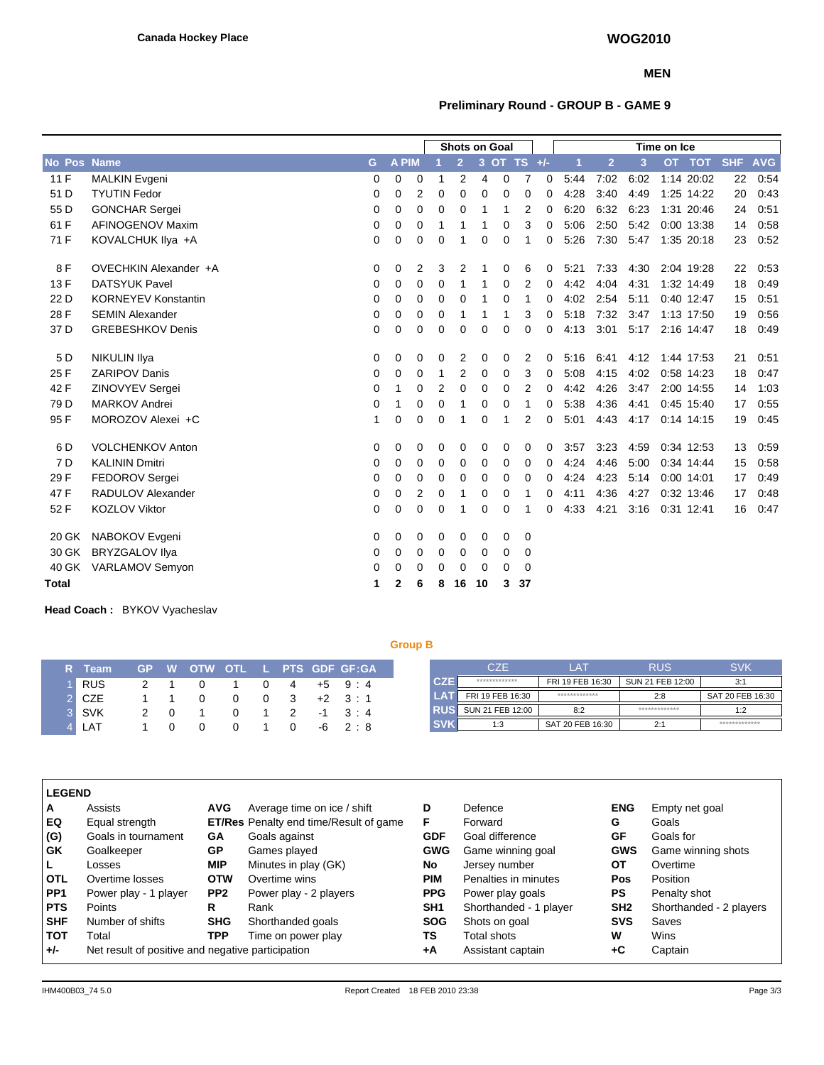Canada Hockey Place

WOG2010

MEN

## Preliminary Round - GROUP B - GAME 9

| No | Pos | Name | G | A | PIM | Shots on Goal 1 | 2 | 3 | OT | TS | +/- | Time on Ice 1 | 2 | 3 | OT | TOT | SHF | AVG |
|---|---|---|---|---|---|---|---|---|---|---|---|---|---|---|---|---|---|---|
| 11 | F | MALKIN Evgeni | 0 | 0 | 0 | 1 | 2 | 4 | 0 | 7 | 0 | 5:44 | 7:02 | 6:02 | 1:14 | 20:02 | 22 | 0:54 |
| 51 | D | TYUTIN Fedor | 0 | 0 | 2 | 0 | 0 | 0 | 0 | 0 | 0 | 4:28 | 3:40 | 4:49 | 1:25 | 14:22 | 20 | 0:43 |
| 55 | D | GONCHAR Sergei | 0 | 0 | 0 | 0 | 0 | 1 | 1 | 2 | 0 | 6:20 | 6:32 | 6:23 | 1:31 | 20:46 | 24 | 0:51 |
| 61 | F | AFINOGENOV Maxim | 0 | 0 | 0 | 1 | 1 | 1 | 0 | 3 | 0 | 5:06 | 2:50 | 5:42 | 0:00 | 13:38 | 14 | 0:58 |
| 71 | F | KOVALCHUK Ilya +A | 0 | 0 | 0 | 0 | 1 | 0 | 0 | 1 | 0 | 5:26 | 7:30 | 5:47 | 1:35 | 20:18 | 23 | 0:52 |
| 8 | F | OVECHKIN Alexander +A | 0 | 0 | 2 | 3 | 2 | 1 | 0 | 6 | 0 | 5:21 | 7:33 | 4:30 | 2:04 | 19:28 | 22 | 0:53 |
| 13 | F | DATSYUK Pavel | 0 | 0 | 0 | 0 | 1 | 1 | 0 | 2 | 0 | 4:42 | 4:04 | 4:31 | 1:32 | 14:49 | 18 | 0:49 |
| 22 | D | KORNEYEV Konstantin | 0 | 0 | 0 | 0 | 0 | 1 | 0 | 1 | 0 | 4:02 | 2:54 | 5:11 | 0:40 | 12:47 | 15 | 0:51 |
| 28 | F | SEMIN Alexander | 0 | 0 | 0 | 0 | 1 | 1 | 1 | 3 | 0 | 5:18 | 7:32 | 3:47 | 1:13 | 17:50 | 19 | 0:56 |
| 37 | D | GREBESHKOV Denis | 0 | 0 | 0 | 0 | 0 | 0 | 0 | 0 | 0 | 4:13 | 3:01 | 5:17 | 2:16 | 14:47 | 18 | 0:49 |
| 5 | D | NIKULIN Ilya | 0 | 0 | 0 | 0 | 2 | 0 | 0 | 2 | 0 | 5:16 | 6:41 | 4:12 | 1:44 | 17:53 | 21 | 0:51 |
| 25 | F | ZARIPOV Danis | 0 | 0 | 0 | 1 | 2 | 0 | 0 | 3 | 0 | 5:08 | 4:15 | 4:02 | 0:58 | 14:23 | 18 | 0:47 |
| 42 | F | ZINOVYEV Sergei | 0 | 1 | 0 | 2 | 0 | 0 | 0 | 2 | 0 | 4:42 | 4:26 | 3:47 | 2:00 | 14:55 | 14 | 1:03 |
| 79 | D | MARKOV Andrei | 0 | 1 | 0 | 0 | 1 | 0 | 0 | 1 | 0 | 5:38 | 4:36 | 4:41 | 0:45 | 15:40 | 17 | 0:55 |
| 95 | F | MOROZOV Alexei +C | 1 | 0 | 0 | 0 | 1 | 0 | 1 | 2 | 0 | 5:01 | 4:43 | 4:17 | 0:14 | 14:15 | 19 | 0:45 |
| 6 | D | VOLCHENKOV Anton | 0 | 0 | 0 | 0 | 0 | 0 | 0 | 0 | 0 | 3:57 | 3:23 | 4:59 | 0:34 | 12:53 | 13 | 0:59 |
| 7 | D | KALININ Dmitri | 0 | 0 | 0 | 0 | 0 | 0 | 0 | 0 | 0 | 4:24 | 4:46 | 5:00 | 0:34 | 14:44 | 15 | 0:58 |
| 29 | F | FEDOROV Sergei | 0 | 0 | 0 | 0 | 0 | 0 | 0 | 0 | 0 | 4:24 | 4:23 | 5:14 | 0:00 | 14:01 | 17 | 0:49 |
| 47 | F | RADULOV Alexander | 0 | 0 | 2 | 0 | 1 | 0 | 0 | 1 | 0 | 4:11 | 4:36 | 4:27 | 0:32 | 13:46 | 17 | 0:48 |
| 52 | F | KOZLOV Viktor | 0 | 0 | 0 | 0 | 1 | 0 | 0 | 1 | 0 | 4:33 | 4:21 | 3:16 | 0:31 | 12:41 | 16 | 0:47 |
| 20 | GK | NABOKOV Evgeni | 0 | 0 | 0 | 0 | 0 | 0 | 0 | 0 | | | | | | | | |
| 30 | GK | BRYZGALOV Ilya | 0 | 0 | 0 | 0 | 0 | 0 | 0 | 0 | | | | | | | | |
| 40 | GK | VARLAMOV Semyon | 0 | 0 | 0 | 0 | 0 | 0 | 0 | 0 | | | | | | | | |
| **Total** | | | **1** | **2** | **6** | **8** | **16** | **10** | **3** | **37** | | | | | | | | |

**Head Coach :** BYKOV Vyacheslav

### Group B

| R | Team | GP | W | OTW | OTL | L | PTS | GDF | GF:GA |
|---|---|---|---|---|---|---|---|---|---|
| 1 | RUS | 2 | 1 | 0 | 1 | 0 | 4 | +5 | 9 : 4 |
| 2 | CZE | 1 | 1 | 0 | 0 | 0 | 3 | +2 | 3 : 1 |
| 3 | SVK | 2 | 0 | 1 | 0 | 1 | 2 | -1 | 3 : 4 |
| 4 | LAT | 1 | 0 | 0 | 0 | 1 | 0 | -6 | 2 : 8 |

| | CZE | LAT | RUS | SVK |
|---|---|---|---|---|
| CZE | ************* | FRI 19 FEB 16:30 | SUN 21 FEB 12:00 | 3:1 |
| LAT | FRI 19 FEB 16:30 | ************* | 2:8 | SAT 20 FEB 16:30 |
| RUS | SUN 21 FEB 12:00 | 8:2 | ************* | 1:2 |
| SVK | 1:3 | SAT 20 FEB 16:30 | 2:1 | ************* |

**LEGEND**

| | | | | | | | |
|---|---|---|---|---|---|---|---|
| **A** | Assists | **AVG** | Average time on ice / shift | **D** | Defence | **ENG** | Empty net goal |
| **EQ** | Equal strength | **ET/Res** | Penalty end time/Result of game | **F** | Forward | **G** | Goals |
| **(G)** | Goals in tournament | **GA** | Goals against | **GDF** | Goal difference | **GF** | Goals for |
| **GK** | Goalkeeper | **GP** | Games played | **GWG** | Game winning goal | **GWS** | Game winning shots |
| **L** | Losses | **MIP** | Minutes in play (GK) | **No** | Jersey number | **OT** | Overtime |
| **OTL** | Overtime losses | **OTW** | Overtime wins | **PIM** | Penalties in minutes | **Pos** | Position |
| **PP1** | Power play - 1 player | **PP2** | Power play - 2 players | **PPG** | Power play goals | **PS** | Penalty shot |
| **PTS** | Points | **R** | Rank | **SH1** | Shorthanded - 1 player | **SH2** | Shorthanded - 2 players |
| **SHF** | Number of shifts | **SHG** | Shorthanded goals | **SOG** | Shots on goal | **SVS** | Saves |
| **TOT** | Total | **TPP** | Time on power play | **TS** | Total shots | **W** | Wins |
| **+/-** | Net result of positive and negative participation | | | **+A** | Assistant captain | **+C** | Captain |

IHM400B03_74 5.0 Report Created 18 FEB 2010 23:38